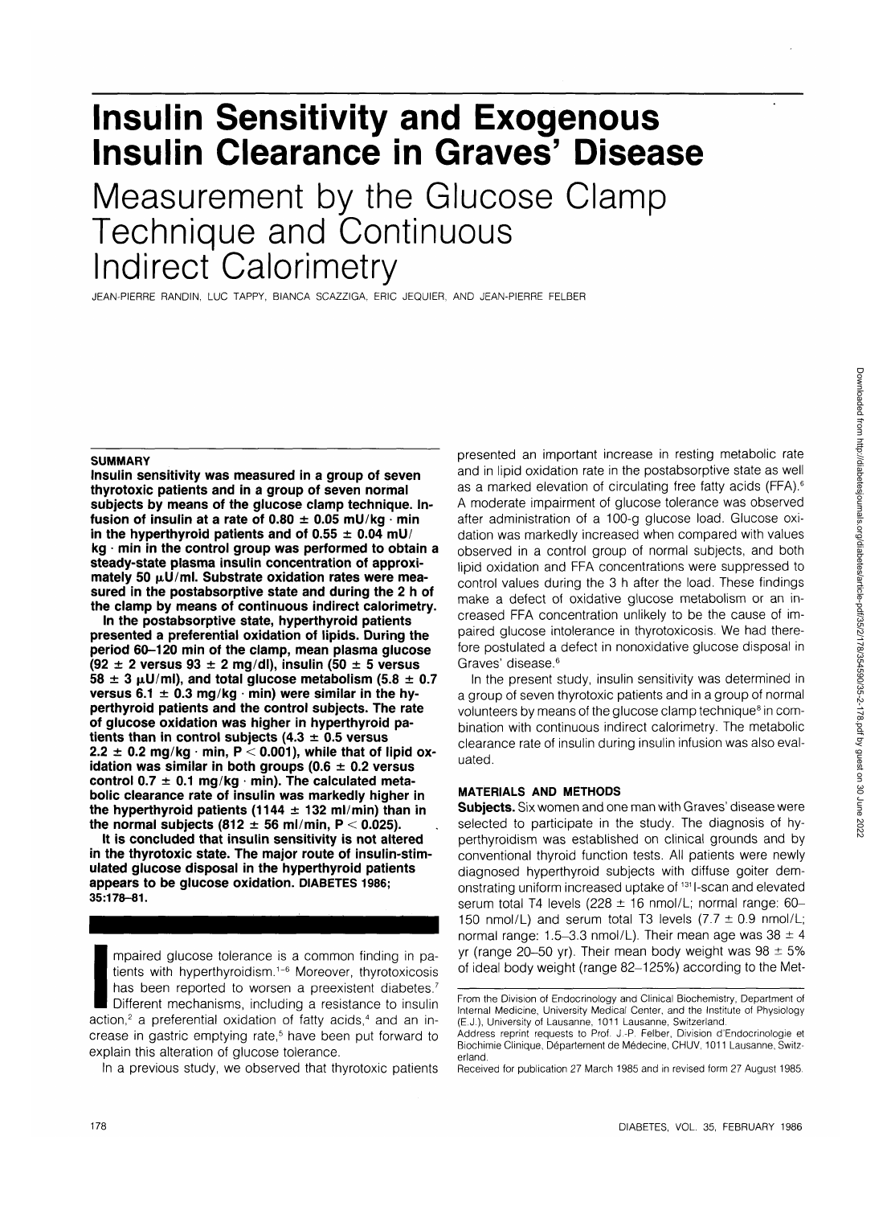# Insulin Sensitivity and Exogenous Insulin Clearance in Graves' Disease

## Measurement by the Glucose Clamp Technique and Continuous Indirect Calorimetry

JEAN-PIERRE RANDIN, LUC TAPPY, BIANCA SCAZZIGA, ERIC JEQUIER, AND JEAN-PIERRE FELBER

### SUMMARY

**Insulin sensitivity was measured in a group of seven thyrotoxic patients and in a group of seven normal subjects by means of the glucose clamp technique. Infusion of insulin at a rate of 0.80 ± 0.05 mU/kg · min in the hyperthyroid patients and of 0.55 ± 0.04 mU/kg · min in the control group was performed to obtain a steady-state plasma insulin concentration of approximately 50 μU/ml. Substrate oxidation rates were measured in the postabsorptive state and during the 2 h of the clamp by means of continuous indirect calorimetry.**

**In the postabsorptive state, hyperthyroid patients presented a preferential oxidation of lipids. During the period 60–120 min of the clamp, mean plasma glucose (92 ± 2 versus 93 ± 2 mg/dl), insulin (50 ± 5 versus 58 ± 3 μU/ml), and total glucose metabolism (5.8 ± 0.7 versus 6.1 ± 0.3 mg/kg · min) were similar in the hyperthyroid patients and the control subjects. The rate of glucose oxidation was higher in hyperthyroid patients than in control subjects (4.3 ± 0.5 versus 2.2 ± 0.2 mg/kg · min, $P < 0.001$), while that of lipid oxidation was similar in both groups (0.6 ± 0.2 versus control 0.7 ± 0.1 mg/kg · min). The calculated metabolic clearance rate of insulin was markedly higher in the hyperthyroid patients (1144 ± 132 ml/min) than in the normal subjects (812 ± 56 ml/min, $P < 0.025$).**

**It is concluded that insulin sensitivity is not altered in the thyrotoxic state. The major route of insulin-stimulated glucose disposal in the hyperthyroid patients appears to be glucose oxidation. DIABETES 1986; 35:178–81.**

Impaired glucose tolerance is a common finding in patients with hyperthyroidism.[1–6] Moreover, thyrotoxicosis has been reported to worsen a preexistent diabetes.[7] Different mechanisms, including a resistance to insulin action,[2] a preferential oxidation of fatty acids,[4] and an increase in gastric emptying rate,[5] have been put forward to explain this alteration of glucose tolerance.

In a previous study, we observed that thyrotoxic patients presented an important increase in resting metabolic rate and in lipid oxidation rate in the postabsorptive state as well as a marked elevation of circulating free fatty acids (FFA).[6] A moderate impairment of glucose tolerance was observed after administration of a 100-g glucose load. Glucose oxidation was markedly increased when compared with values observed in a control group of normal subjects, and both lipid oxidation and FFA concentrations were suppressed to control values during the 3 h after the load. These findings make a defect of oxidative glucose metabolism or an increased FFA concentration unlikely to be the cause of impaired glucose intolerance in thyrotoxicosis. We had therefore postulated a defect in nonoxidative glucose disposal in Graves' disease.[6]

In the present study, insulin sensitivity was determined in a group of seven thyrotoxic patients and in a group of normal volunteers by means of the glucose clamp technique[8] in combination with continuous indirect calorimetry. The metabolic clearance rate of insulin during insulin infusion was also evaluated.

### MATERIALS AND METHODS

**Subjects.** Six women and one man with Graves' disease were selected to participate in the study. The diagnosis of hyperthyroidism was established on clinical grounds and by conventional thyroid function tests. All patients were newly diagnosed hyperthyroid subjects with diffuse goiter demonstrating uniform increased uptake of $^{131}$I-scan and elevated serum total T4 levels (228 ± 16 nmol/L; normal range: 60–150 nmol/L) and serum total T3 levels (7.7 ± 0.9 nmol/L; normal range: 1.5–3.3 nmol/L). Their mean age was 38 ± 4 yr (range 20–50 yr). Their mean body weight was 98 ± 5% of ideal body weight (range 82–125%) according to the Met-

From the Division of Endocrinology and Clinical Biochemistry, Department of Internal Medicine, University Medical Center, and the Institute of Physiology (E.J.), University of Lausanne, 1011 Lausanne, Switzerland.

Address reprint requests to Prof. J.-P. Felber, Division d'Endocrinologie et Biochimie Clinique, Département de Médecine, CHUV, 1011 Lausanne, Switzerland.

Received for publication 27 March 1985 and in revised form 27 August 1985.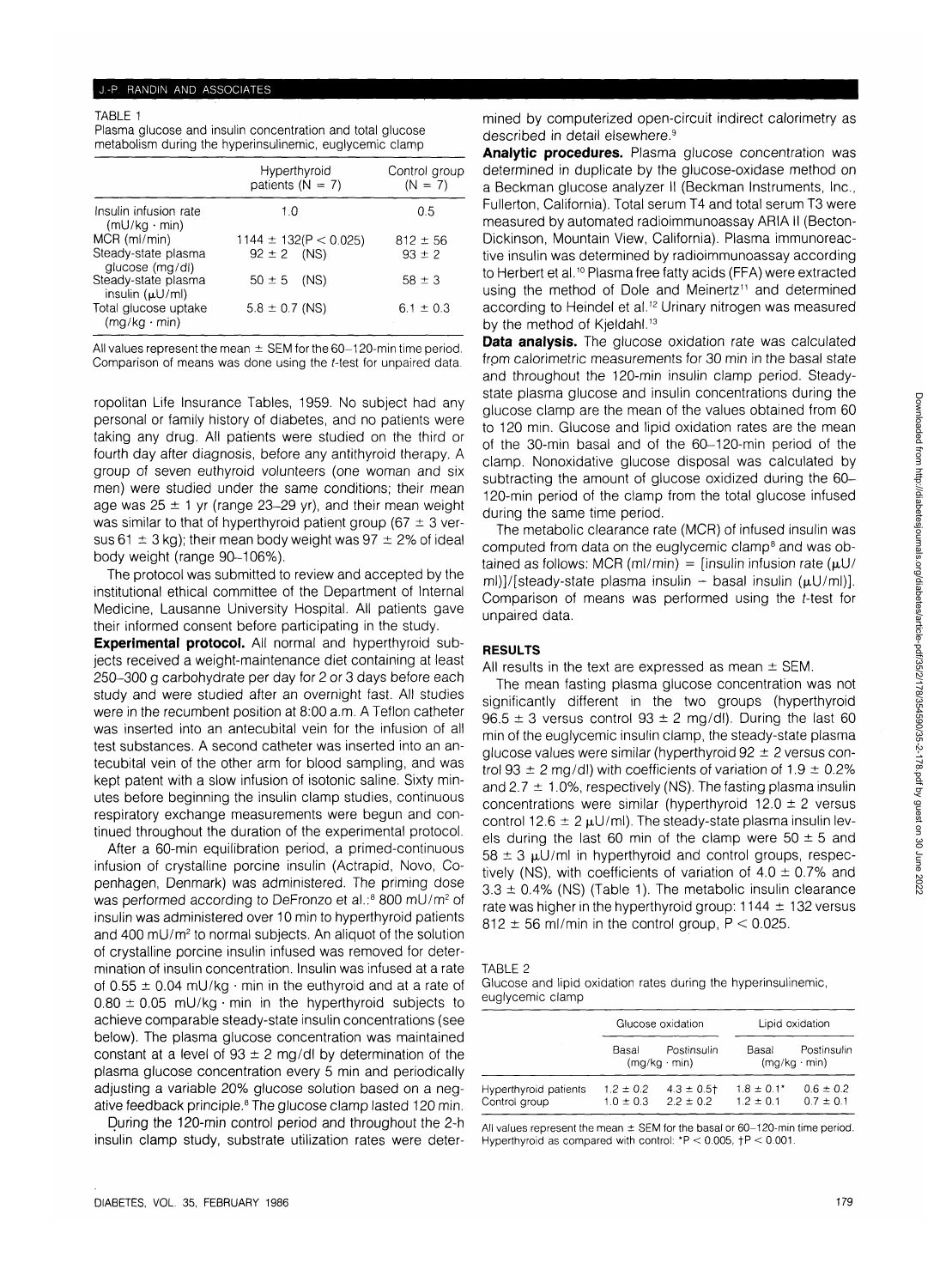TABLE 1
Plasma glucose and insulin concentration and total glucose metabolism during the hyperinsulinemic, euglycemic clamp

| | Hyperthyroid patients (N = 7) | Control group (N = 7) |
|---|---|---|
| Insulin infusion rate (mU/kg · min) | 1.0 | 0.5 |
| MCR (ml/min) | 1144 ± 132(P < 0.025) | 812 ± 56 |
| Steady-state plasma glucose (mg/dl) | 92 ± 2 (NS) | 93 ± 2 |
| Steady-state plasma insulin (μU/ml) | 50 ± 5 (NS) | 58 ± 3 |
| Total glucose uptake (mg/kg · min) | 5.8 ± 0.7 (NS) | 6.1 ± 0.3 |

All values represent the mean ± SEM for the 60–120-min time period. Comparison of means was done using the *t*-test for unpaired data.

ropolitan Life Insurance Tables, 1959. No subject had any personal or family history of diabetes, and no patients were taking any drug. All patients were studied on the third or fourth day after diagnosis, before any antithyroid therapy. A group of seven euthyroid volunteers (one woman and six men) were studied under the same conditions; their mean age was 25 ± 1 yr (range 23–29 yr), and their mean weight was similar to that of hyperthyroid patient group (67 ± 3 versus 61 ± 3 kg); their mean body weight was 97 ± 2% of ideal body weight (range 90–106%).

The protocol was submitted to review and accepted by the institutional ethical committee of the Department of Internal Medicine, Lausanne University Hospital. All patients gave their informed consent before participating in the study.

**Experimental protocol.** All normal and hyperthyroid subjects received a weight-maintenance diet containing at least 250–300 g carbohydrate per day for 2 or 3 days before each study and were studied after an overnight fast. All studies were in the recumbent position at 8:00 a.m. A Teflon catheter was inserted into an antecubital vein for the infusion of all test substances. A second catheter was inserted into an antecubital vein of the other arm for blood sampling, and was kept patent with a slow infusion of isotonic saline. Sixty minutes before beginning the insulin clamp studies, continuous respiratory exchange measurements were begun and continued throughout the duration of the experimental protocol.

After a 60-min equilibration period, a primed-continuous infusion of crystalline porcine insulin (Actrapid, Novo, Copenhagen, Denmark) was administered. The priming dose was performed according to DeFronzo et al.:[8] 800 mU/m$^2$ of insulin was administered over 10 min to hyperthyroid patients and 400 mU/m$^2$ to normal subjects. An aliquot of the solution of crystalline porcine insulin infused was removed for determination of insulin concentration. Insulin was infused at a rate of 0.55 ± 0.04 mU/kg · min in the euthyroid and at a rate of 0.80 ± 0.05 mU/kg · min in the hyperthyroid subjects to achieve comparable steady-state insulin concentrations (see below). The plasma glucose concentration was maintained constant at a level of 93 ± 2 mg/dl by determination of the plasma glucose concentration every 5 min and periodically adjusting a variable 20% glucose solution based on a negative feedback principle.[8] The glucose clamp lasted 120 min.

During the 120-min control period and throughout the 2-h insulin clamp study, substrate utilization rates were determined by computerized open-circuit indirect calorimetry as described in detail elsewhere.[9]

**Analytic procedures.** Plasma glucose concentration was determined in duplicate by the glucose-oxidase method on a Beckman glucose analyzer II (Beckman Instruments, Inc., Fullerton, California). Total serum T4 and total serum T3 were measured by automated radioimmunoassay ARIA II (Becton-Dickinson, Mountain View, California). Plasma immunoreactive insulin was determined by radioimmunoassay according to Herbert et al.[10] Plasma free fatty acids (FFA) were extracted using the method of Dole and Meinertz[11] and determined according to Heindel et al.[12] Urinary nitrogen was measured by the method of Kjeldahl.[13]

**Data analysis.** The glucose oxidation rate was calculated from calorimetric measurements for 30 min in the basal state and throughout the 120-min insulin clamp period. Steady-state plasma glucose and insulin concentrations during the glucose clamp are the mean of the values obtained from 60 to 120 min. Glucose and lipid oxidation rates are the mean of the 30-min basal and of the 60–120-min period of the clamp. Nonoxidative glucose disposal was calculated by subtracting the amount of glucose oxidized during the 60–120-min period of the clamp from the total glucose infused during the same time period.

The metabolic clearance rate (MCR) of infused insulin was computed from data on the euglycemic clamp[8] and was obtained as follows: MCR (ml/min) = [insulin infusion rate (μU/ml)]/[steady-state plasma insulin − basal insulin (μU/ml)]. Comparison of means was performed using the *t*-test for unpaired data.

## RESULTS

All results in the text are expressed as mean ± SEM.

The mean fasting plasma glucose concentration was not significantly different in the two groups (hyperthyroid 96.5 ± 3 versus control 93 ± 2 mg/dl). During the last 60 min of the euglycemic insulin clamp, the steady-state plasma glucose values were similar (hyperthyroid 92 ± 2 versus control 93 ± 2 mg/dl) with coefficients of variation of 1.9 ± 0.2% and 2.7 ± 1.0%, respectively (NS). The fasting plasma insulin concentrations were similar (hyperthyroid 12.0 ± 2 versus control 12.6 ± 2 μU/ml). The steady-state plasma insulin levels during the last 60 min of the clamp were 50 ± 5 and 58 ± 3 μU/ml in hyperthyroid and control groups, respectively (NS), with coefficients of variation of 4.0 ± 0.7% and 3.3 ± 0.4% (NS) (Table 1). The metabolic insulin clearance rate was higher in the hyperthyroid group: 1144 ± 132 versus 812 ± 56 ml/min in the control group, $P < 0.025$.

TABLE 2
Glucose and lipid oxidation rates during the hyperinsulinemic, euglycemic clamp

| | Glucose oxidation | | Lipid oxidation | |
|---|---|---|---|---|
| | Basal (mg/kg · min) | Postinsulin | Basal (mg/kg · min) | Postinsulin |
| Hyperthyroid patients | 1.2 ± 0.2 | 4.3 ± 0.5† | 1.8 ± 0.1* | 0.6 ± 0.2 |
| Control group | 1.0 ± 0.3 | 2.2 ± 0.2 | 1.2 ± 0.1 | 0.7 ± 0.1 |

All values represent the mean ± SEM for the basal or 60–120-min time period. Hyperthyroid as compared with control: \*$P < 0.005$, †$P < 0.001$.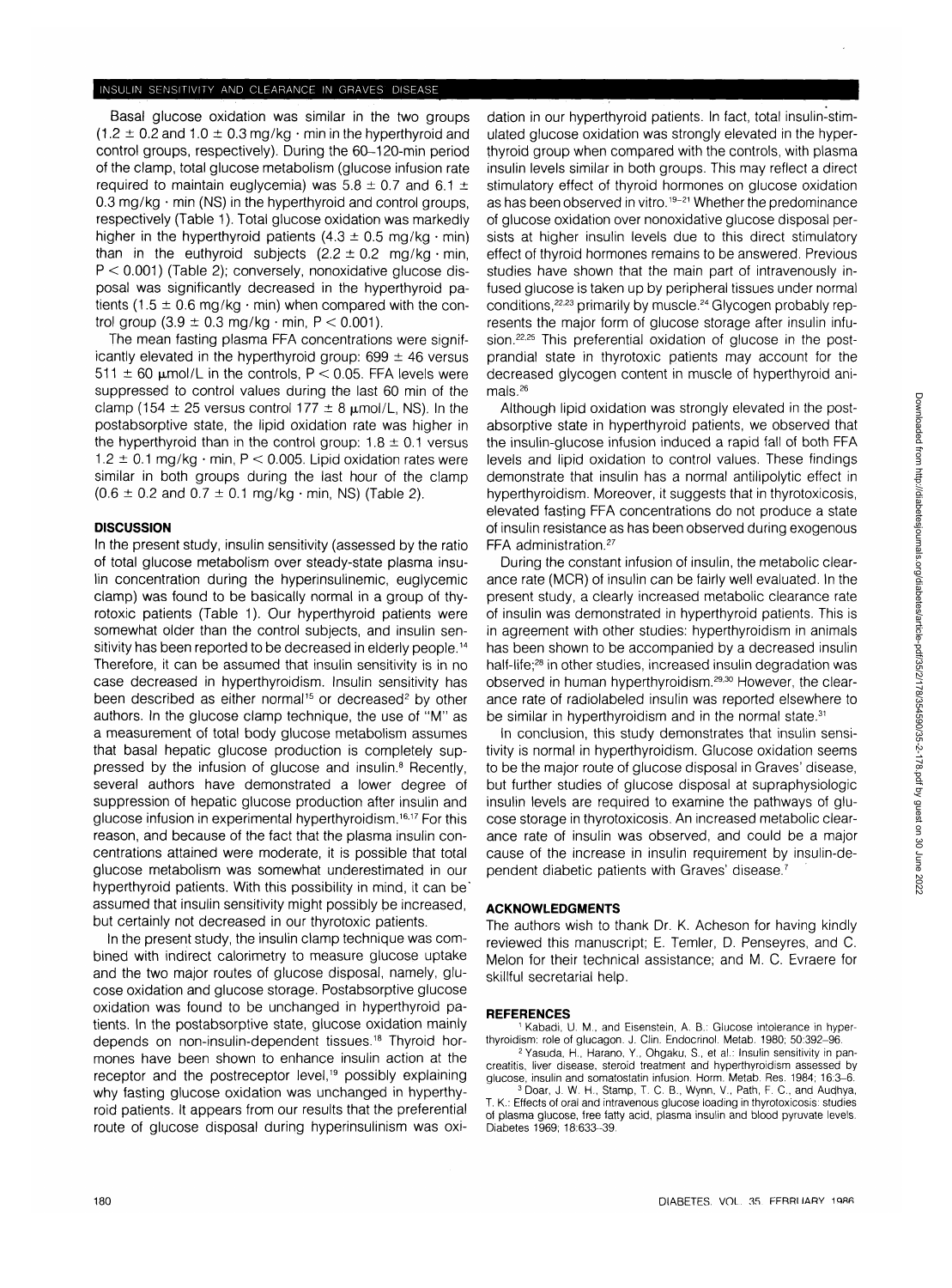Basal glucose oxidation was similar in the two groups ($1.2 \pm 0.2$ and $1.0 \pm 0.3$ mg/kg · min in the hyperthyroid and control groups, respectively). During the 60–120-min period of the clamp, total glucose metabolism (glucose infusion rate required to maintain euglycemia) was $5.8 \pm 0.7$ and $6.1 \pm 0.3$ mg/kg · min (NS) in the hyperthyroid and control groups, respectively (Table 1). Total glucose oxidation was markedly higher in the hyperthyroid patients ($4.3 \pm 0.5$ mg/kg · min) than in the euthyroid subjects ($2.2 \pm 0.2$ mg/kg · min, $P < 0.001$) (Table 2); conversely, nonoxidative glucose disposal was significantly decreased in the hyperthyroid patients ($1.5 \pm 0.6$ mg/kg · min) when compared with the control group ($3.9 \pm 0.3$ mg/kg · min, $P < 0.001$).

The mean fasting plasma FFA concentrations were significantly elevated in the hyperthyroid group: $699 \pm 46$ versus $511 \pm 60$ μmol/L in the controls, $P < 0.05$. FFA levels were suppressed to control values during the last 60 min of the clamp ($154 \pm 25$ versus control $177 \pm 8$ μmol/L, NS). In the postabsorptive state, the lipid oxidation rate was higher in the hyperthyroid than in the control group: $1.8 \pm 0.1$ versus $1.2 \pm 0.1$ mg/kg · min, $P < 0.005$. Lipid oxidation rates were similar in both groups during the last hour of the clamp ($0.6 \pm 0.2$ and $0.7 \pm 0.1$ mg/kg · min, NS) (Table 2).

## DISCUSSION

In the present study, insulin sensitivity (assessed by the ratio of total glucose metabolism over steady-state plasma insulin concentration during the hyperinsulinemic, euglycemic clamp) was found to be basically normal in a group of thyrotoxic patients (Table 1). Our hyperthyroid patients were somewhat older than the control subjects, and insulin sensitivity has been reported to be decreased in elderly people.[14] Therefore, it can be assumed that insulin sensitivity is in no case decreased in hyperthyroidism. Insulin sensitivity has been described as either normal[15] or decreased[2] by other authors. In the glucose clamp technique, the use of "M" as a measurement of total body glucose metabolism assumes that basal hepatic glucose production is completely suppressed by the infusion of glucose and insulin.[8] Recently, several authors have demonstrated a lower degree of suppression of hepatic glucose production after insulin and glucose infusion in experimental hyperthyroidism.[16,17] For this reason, and because of the fact that the plasma insulin concentrations attained were moderate, it is possible that total glucose metabolism was somewhat underestimated in our hyperthyroid patients. With this possibility in mind, it can be assumed that insulin sensitivity might possibly be increased, but certainly not decreased in our thyrotoxic patients.

In the present study, the insulin clamp technique was combined with indirect calorimetry to measure glucose uptake and the two major routes of glucose disposal, namely, glucose oxidation and glucose storage. Postabsorptive glucose oxidation was found to be unchanged in hyperthyroid patients. In the postabsorptive state, glucose oxidation mainly depends on non-insulin-dependent tissues.[18] Thyroid hormones have been shown to enhance insulin action at the receptor and the postreceptor level,[19] possibly explaining why fasting glucose oxidation was unchanged in hyperthyroid patients. It appears from our results that the preferential route of glucose disposal during hyperinsulinism was oxidation in our hyperthyroid patients. In fact, total insulin-stimulated glucose oxidation was strongly elevated in the hyperthyroid group when compared with the controls, with plasma insulin levels similar in both groups. This may reflect a direct stimulatory effect of thyroid hormones on glucose oxidation as has been observed in vitro.[19–21] Whether the predominance of glucose oxidation over nonoxidative glucose disposal persists at higher insulin levels due to this direct stimulatory effect of thyroid hormones remains to be answered. Previous studies have shown that the main part of intravenously infused glucose is taken up by peripheral tissues under normal conditions,[22,23] primarily by muscle.[24] Glycogen probably represents the major form of glucose storage after insulin infusion.[22,25] This preferential oxidation of glucose in the postprandial state in thyrotoxic patients may account for the decreased glycogen content in muscle of hyperthyroid animals.[26]

Although lipid oxidation was strongly elevated in the postabsorptive state in hyperthyroid patients, we observed that the insulin-glucose infusion induced a rapid fall of both FFA levels and lipid oxidation to control values. These findings demonstrate that insulin has a normal antilipolytic effect in hyperthyroidism. Moreover, it suggests that in thyrotoxicosis, elevated fasting FFA concentrations do not produce a state of insulin resistance as has been observed during exogenous FFA administration.[27]

During the constant infusion of insulin, the metabolic clearance rate (MCR) of insulin can be fairly well evaluated. In the present study, a clearly increased metabolic clearance rate of insulin was demonstrated in hyperthyroid patients. This is in agreement with other studies: hyperthyroidism in animals has been shown to be accompanied by a decreased insulin half-life;[28] in other studies, increased insulin degradation was observed in human hyperthyroidism.[29,30] However, the clearance rate of radiolabeled insulin was reported elsewhere to be similar in hyperthyroidism and in the normal state.[31]

In conclusion, this study demonstrates that insulin sensitivity is normal in hyperthyroidism. Glucose oxidation seems to be the major route of glucose disposal in Graves' disease, but further studies of glucose disposal at supraphysiologic insulin levels are required to examine the pathways of glucose storage in thyrotoxicosis. An increased metabolic clearance rate of insulin was observed, and could be a major cause of the increase in insulin requirement by insulin-dependent diabetic patients with Graves' disease.[7]

## ACKNOWLEDGMENTS

The authors wish to thank Dr. K. Acheson for having kindly reviewed this manuscript; E. Temler, D. Penseyres, and C. Melon for their technical assistance; and M. C. Evraere for skillful secretarial help.

## REFERENCES

1. Kabadi, U. M., and Eisenstein, A. B.: Glucose intolerance in hyperthyroidism: role of glucagon. J. Clin. Endocrinol. Metab. 1980; 50:392–96.
2. Yasuda, H., Harano, Y., Ohgaku, S., et al.: Insulin sensitivity in pancreatitis, liver disease, steroid treatment and hyperthyroidism assessed by glucose, insulin and somatostatin infusion. Horm. Metab. Res. 1984; 16:3–6.
3. Doar, J. W. H., Stamp, T. C. B., Wynn, V., Path, F. C., and Audhya, T. K.: Effects of oral and intravenous glucose loading in thyrotoxicosis: studies of plasma glucose, free fatty acid, plasma insulin and blood pyruvate levels. Diabetes 1969; 18:633–39.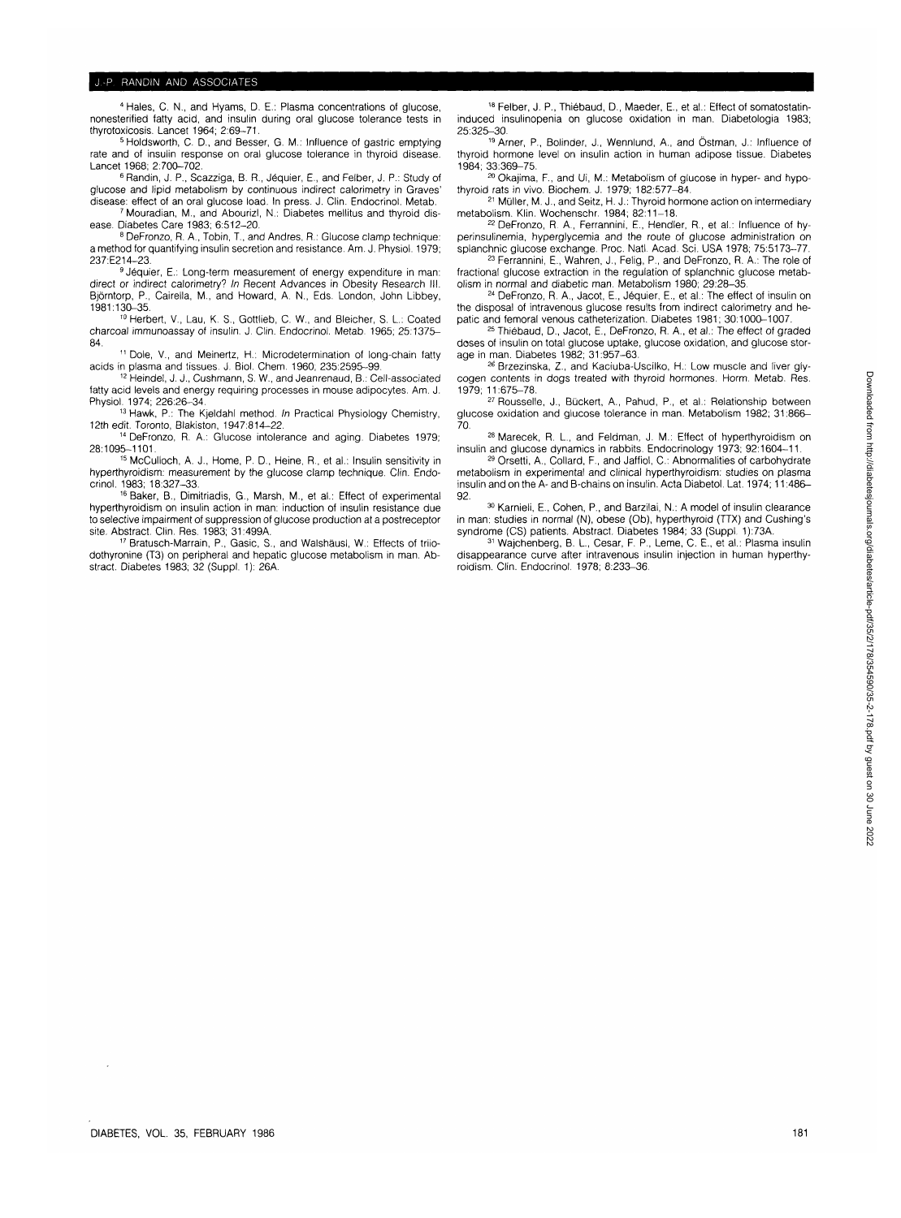[4] Hales, C. N., and Hyams, D. E.: Plasma concentrations of glucose, nonesterified fatty acid, and insulin during oral glucose tolerance tests in thyrotoxicosis. Lancet 1964; 2:69–71.

[5] Holdsworth, C. D., and Besser, G. M.: Influence of gastric emptying rate and of insulin response on oral glucose tolerance in thyroid disease. Lancet 1968; 2:700–702.

[6] Randin, J. P., Scazziga, B. R., Jéquier, E., and Felber, J. P.: Study of glucose and lipid metabolism by continuous indirect calorimetry in Graves' disease: effect of an oral glucose load. In press. J. Clin. Endocrinol. Metab.

[7] Mouradian, M., and Abourizl, N.: Diabetes mellitus and thyroid disease. Diabetes Care 1983; 6:512–20.

[8] DeFronzo, R. A., Tobin, T., and Andres, R.: Glucose clamp technique: a method for quantifying insulin secretion and resistance. Am. J. Physiol. 1979; 237:E214–23.

[9] Jéquier, E.: Long-term measurement of energy expenditure in man: direct or indirect calorimetry? *In* Recent Advances in Obesity Research III. Björntorp, P., Cairella, M., and Howard, A. N., Eds. London, John Libbey, 1981:130–35.

[10] Herbert, V., Lau, K. S., Gottlieb, C. W., and Bleicher, S. L.: Coated charcoal immunoassay of insulin. J. Clin. Endocrinol. Metab. 1965; 25:1375–84.

[11] Dole, V., and Meinertz, H.: Microdetermination of long-chain fatty acids in plasma and tissues. J. Biol. Chem. 1960; 235:2595–99.

[12] Heindel, J. J., Cushmann, S. W., and Jeanrenaud, B.: Cell-associated fatty acid levels and energy requiring processes in mouse adipocytes. Am. J. Physiol. 1974; 226:26–34.

[13] Hawk, P.: The Kjeldahl method. *In* Practical Physiology Chemistry, 12th edit. Toronto, Blakiston, 1947:814–22.

[14] DeFronzo, R. A.: Glucose intolerance and aging. Diabetes 1979; 28:1095–1101.

[15] McCulloch, A. J., Home, P. D., Heine, R., et al.: Insulin sensitivity in hyperthyroidism: measurement by the glucose clamp technique. Clin. Endocrinol. 1983; 18:327–33.

[16] Baker, B., Dimitriadis, G., Marsh, M., et al.: Effect of experimental hyperthyroidism on insulin action in man: induction of insulin resistance due to selective impairment of suppression of glucose production at a postreceptor site. Abstract. Clin. Res. 1983; 31:499A.

[17] Bratusch-Marrain, P., Gasic, S., and Walshäusl, W.: Effects of triiodothyronine (T3) on peripheral and hepatic glucose metabolism in man. Abstract. Diabetes 1983; 32 (Suppl. 1): 26A.

[18] Felber, J. P., Thiébaud, D., Maeder, E., et al.: Effect of somatostatin-induced insulinopenia on glucose oxidation in man. Diabetologia 1983; 25:325–30.

[19] Arner, P., Bolinder, J., Wennlund, A., and Östman, J.: Influence of thyroid hormone level on insulin action in human adipose tissue. Diabetes 1984; 33:369–75.

[20] Okajima, F., and Ui, M.: Metabolism of glucose in hyper- and hypothyroid rats in vivo. Biochem. J. 1979; 182:577–84.

[21] Müller, M. J., and Seitz, H. J.: Thyroid hormone action on intermediary metabolism. Klin. Wochenschr. 1984; 82:11–18.

[22] DeFronzo, R. A., Ferrannini, E., Hendler, R., et al.: Influence of hyperinsulinemia, hyperglycemia and the route of glucose administration on splanchnic glucose exchange. Proc. Natl. Acad. Sci. USA 1978; 75:5173–77.

[23] Ferrannini, E., Wahren, J., Felig, P., and DeFronzo, R. A.: The role of fractional glucose extraction in the regulation of splanchnic glucose metabolism in normal and diabetic man. Metabolism 1980; 29:28–35.

[24] DeFronzo, R. A., Jacot, E., Jéquier, E., et al.: The effect of insulin on the disposal of intravenous glucose results from indirect calorimetry and hepatic and femoral venous catheterization. Diabetes 1981; 30:1000–1007.

[25] Thiébaud, D., Jacot, E., DeFronzo, R. A., et al.: The effect of graded doses of insulin on total glucose uptake, glucose oxidation, and glucose storage in man. Diabetes 1982; 31:957–63.

[26] Brzezinska, Z., and Kaciuba-Uscilko, H.: Low muscle and liver glycogen contents in dogs treated with thyroid hormones. Horm. Metab. Res. 1979; 11:675–78.

[27] Rousselle, J., Bückert, A., Pahud, P., et al.: Relationship between glucose oxidation and glucose tolerance in man. Metabolism 1982; 31:866–70.

[28] Marecek, R. L., and Feldman, J. M.: Effect of hyperthyroidism on insulin and glucose dynamics in rabbits. Endocrinology 1973; 92:1604–11.

[29] Orsetti, A., Collard, F., and Jaffiol, C.: Abnormalities of carbohydrate metabolism in experimental and clinical hyperthyroidism: studies on plasma insulin and on the A- and B-chains on insulin. Acta Diabetol. Lat. 1974; 11:486–92.

[30] Karnieli, E., Cohen, P., and Barzilai, N.: A model of insulin clearance in man: studies in normal (N), obese (Ob), hyperthyroid (TTX) and Cushing's syndrome (CS) patients. Abstract. Diabetes 1984; 33 (Suppl. 1):73A.

[31] Wajchenberg, B. L., Cesar, F. P., Leme, C. E., et al.: Plasma insulin disappearance curve after intravenous insulin injection in human hyperthyroidism. Clin. Endocrinol. 1978; 8:233–36.